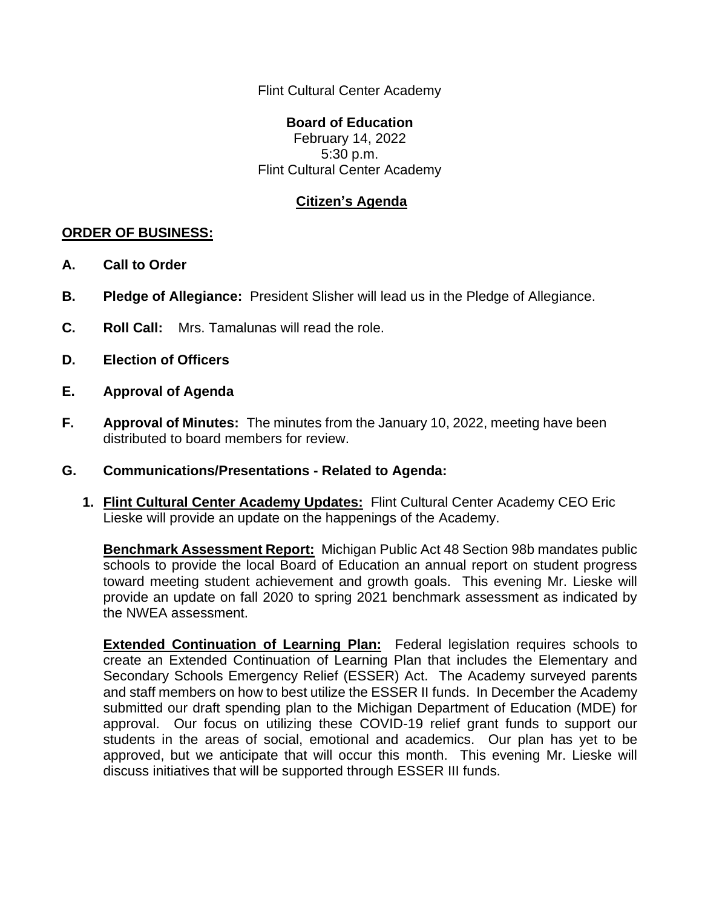Flint Cultural Center Academy

**Board of Education**
February 14, 2022
5:30 p.m.
Flint Cultural Center Academy

**Citizen's Agenda**

**ORDER OF BUSINESS:**

**A. Call to Order**

**B. Pledge of Allegiance:** President Slisher will lead us in the Pledge of Allegiance.

**C. Roll Call:** Mrs. Tamalunas will read the role.

**D. Election of Officers**

**E. Approval of Agenda**

**F. Approval of Minutes:** The minutes from the January 10, 2022, meeting have been distributed to board members for review.

**G. Communications/Presentations - Related to Agenda:**

1. **Flint Cultural Center Academy Updates:** Flint Cultural Center Academy CEO Eric Lieske will provide an update on the happenings of the Academy.

   **Benchmark Assessment Report:** Michigan Public Act 48 Section 98b mandates public schools to provide the local Board of Education an annual report on student progress toward meeting student achievement and growth goals. This evening Mr. Lieske will provide an update on fall 2020 to spring 2021 benchmark assessment as indicated by the NWEA assessment.

   **Extended Continuation of Learning Plan:** Federal legislation requires schools to create an Extended Continuation of Learning Plan that includes the Elementary and Secondary Schools Emergency Relief (ESSER) Act. The Academy surveyed parents and staff members on how to best utilize the ESSER II funds. In December the Academy submitted our draft spending plan to the Michigan Department of Education (MDE) for approval. Our focus on utilizing these COVID-19 relief grant funds to support our students in the areas of social, emotional and academics. Our plan has yet to be approved, but we anticipate that will occur this month. This evening Mr. Lieske will discuss initiatives that will be supported through ESSER III funds.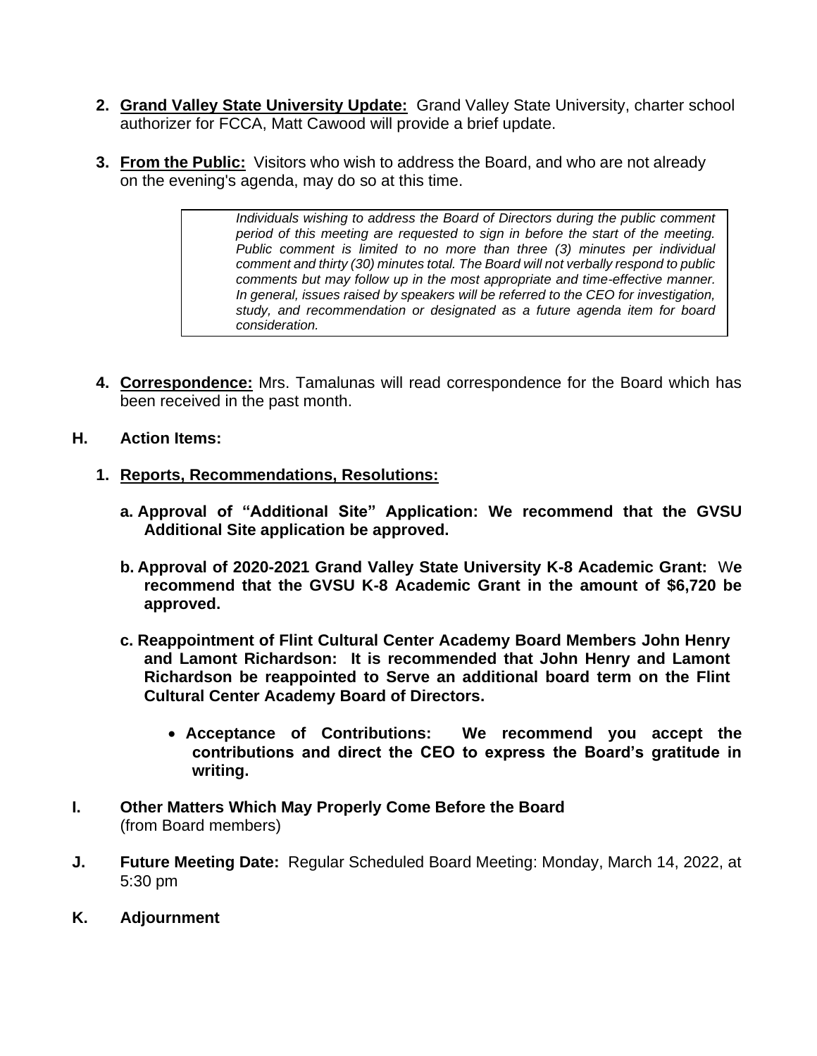2. **Grand Valley State University Update:** Grand Valley State University, charter school authorizer for FCCA, Matt Cawood will provide a brief update.

3. **From the Public:** Visitors who wish to address the Board, and who are not already on the evening's agenda, may do so at this time.

> *Individuals wishing to address the Board of Directors during the public comment period of this meeting are requested to sign in before the start of the meeting. Public comment is limited to no more than three (3) minutes per individual comment and thirty (30) minutes total. The Board will not verbally respond to public comments but may follow up in the most appropriate and time-effective manner. In general, issues raised by speakers will be referred to the CEO for investigation, study, and recommendation or designated as a future agenda item for board consideration.*

4. **Correspondence:** Mrs. Tamalunas will read correspondence for the Board which has been received in the past month.

**H. Action Items:**

1. **Reports, Recommendations, Resolutions:**

   **a. Approval of "Additional Site" Application: We recommend that the GVSU Additional Site application be approved.**

   **b. Approval of 2020-2021 Grand Valley State University K-8 Academic Grant: We recommend that the GVSU K-8 Academic Grant in the amount of $6,720 be approved.**

   **c. Reappointment of Flint Cultural Center Academy Board Members John Henry and Lamont Richardson: It is recommended that John Henry and Lamont Richardson be reappointed to Serve an additional board term on the Flint Cultural Center Academy Board of Directors.**

   - **Acceptance of Contributions: We recommend you accept the contributions and direct the CEO to express the Board's gratitude in writing.**

**I. Other Matters Which May Properly Come Before the Board**
(from Board members)

**J. Future Meeting Date:** Regular Scheduled Board Meeting: Monday, March 14, 2022, at 5:30 pm

**K. Adjournment**